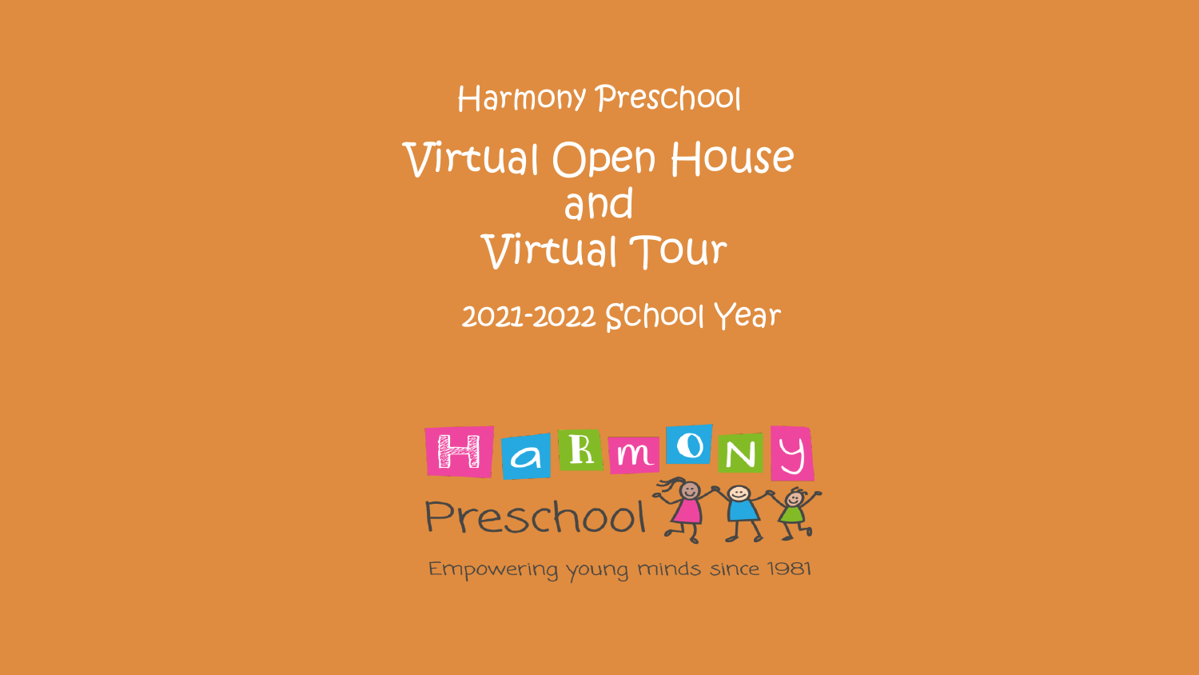Harmony Preschool

# Virtual Open House and Virtual Tour

2021-2022 School Year

Harmony Preschool

Empowering young minds since 1981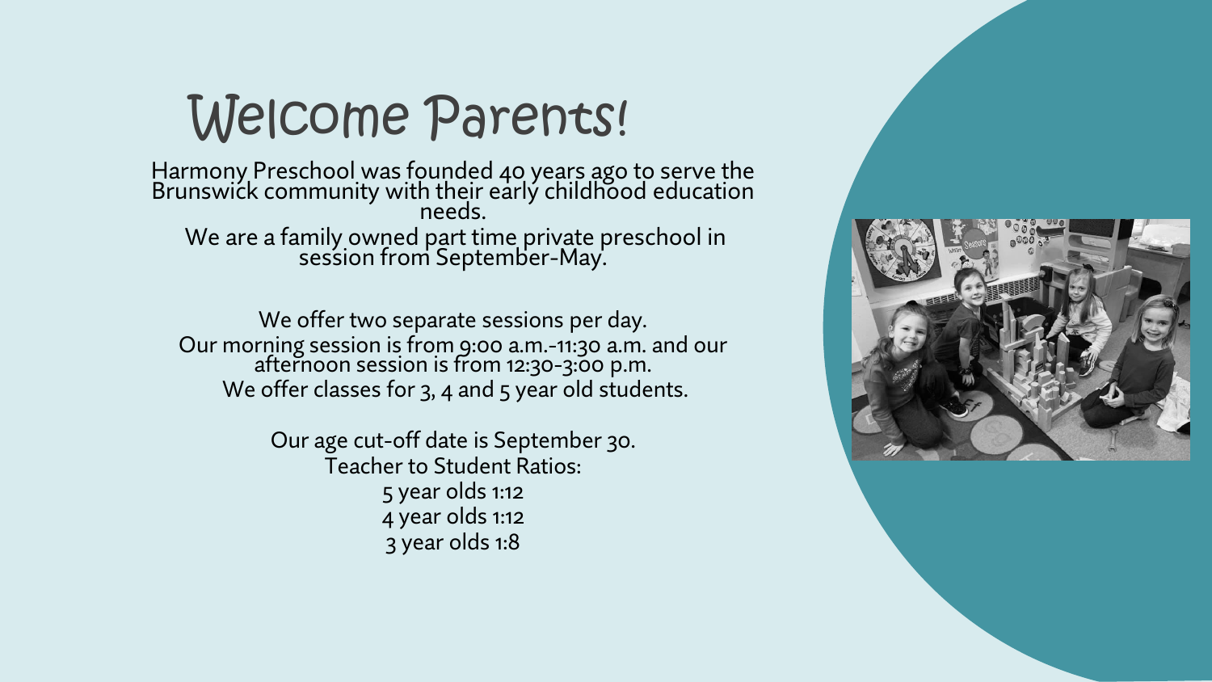# Welcome Parents!

Harmony Preschool was founded 40 years ago to serve the Brunswick community with their early childhood education needs.

We are a family owned part time private preschool in session from September-May.

We offer two separate sessions per day.
Our morning session is from 9:00 a.m.-11:30 a.m. and our afternoon session is from 12:30-3:00 p.m.
We offer classes for 3, 4 and 5 year old students.

Our age cut-off date is September 30.
Teacher to Student Ratios:
5 year olds 1:12
4 year olds 1:12
3 year olds 1:8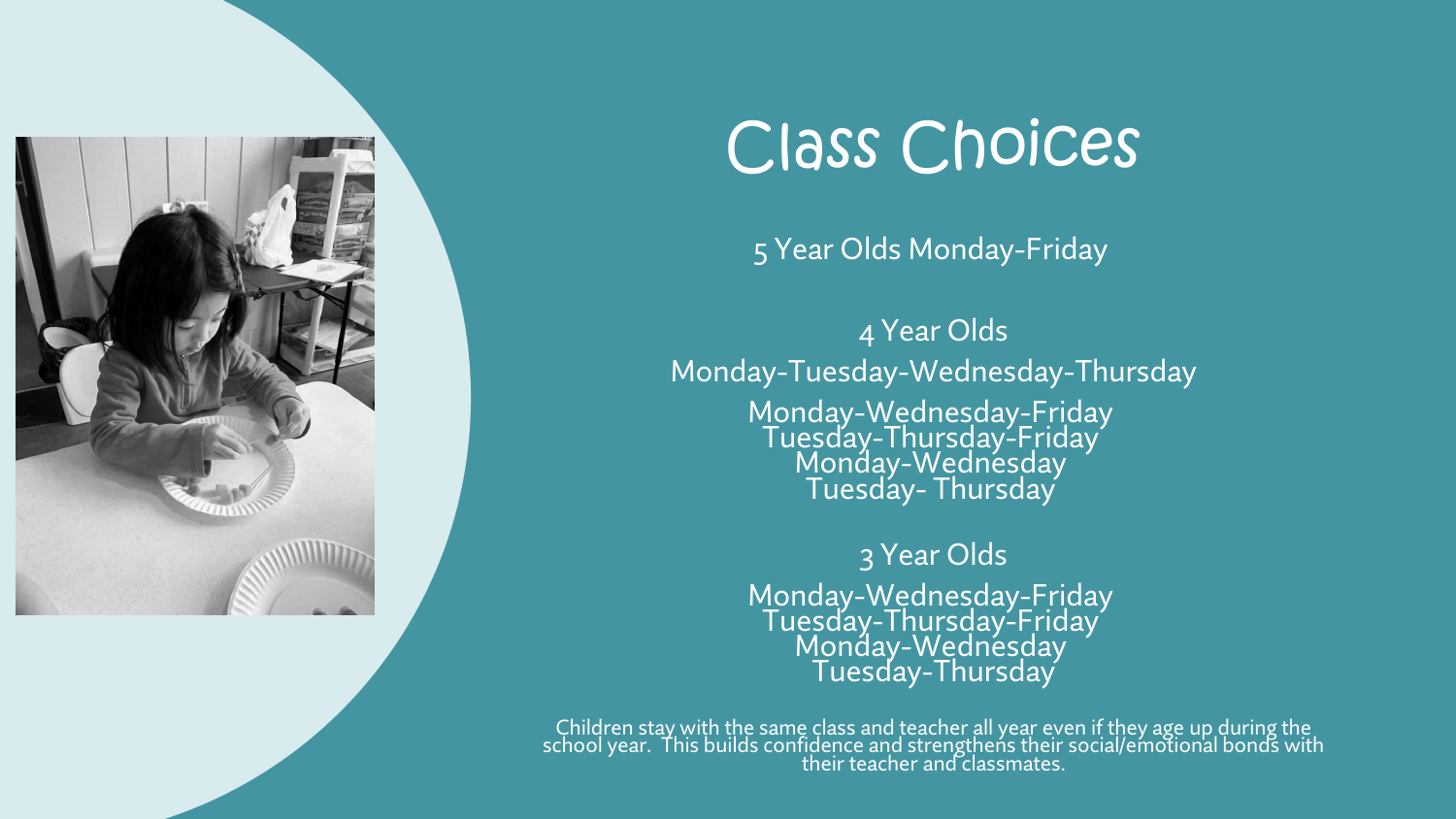# Class Choices

5 Year Olds Monday-Friday

4 Year Olds

Monday-Tuesday-Wednesday-Thursday

Monday-Wednesday-Friday

Tuesday-Thursday-Friday

Monday-Wednesday

Tuesday- Thursday

3 Year Olds

Monday-Wednesday-Friday

Tuesday-Thursday-Friday

Monday-Wednesday

Tuesday-Thursday

Children stay with the same class and teacher all year even if they age up during the school year. This builds confidence and strengthens their social/emotional bonds with their teacher and classmates.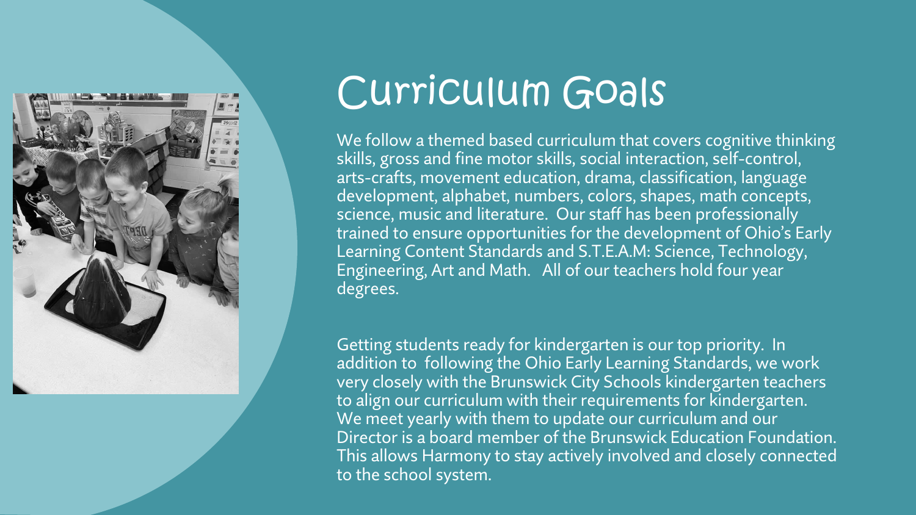# Curriculum Goals

We follow a themed based curriculum that covers cognitive thinking skills, gross and fine motor skills, social interaction, self-control, arts-crafts, movement education, drama, classification, language development, alphabet, numbers, colors, shapes, math concepts, science, music and literature. Our staff has been professionally trained to ensure opportunities for the development of Ohio's Early Learning Content Standards and S.T.E.A.M: Science, Technology, Engineering, Art and Math. All of our teachers hold four year degrees.

Getting students ready for kindergarten is our top priority. In addition to following the Ohio Early Learning Standards, we work very closely with the Brunswick City Schools kindergarten teachers to align our curriculum with their requirements for kindergarten. We meet yearly with them to update our curriculum and our Director is a board member of the Brunswick Education Foundation. This allows Harmony to stay actively involved and closely connected to the school system.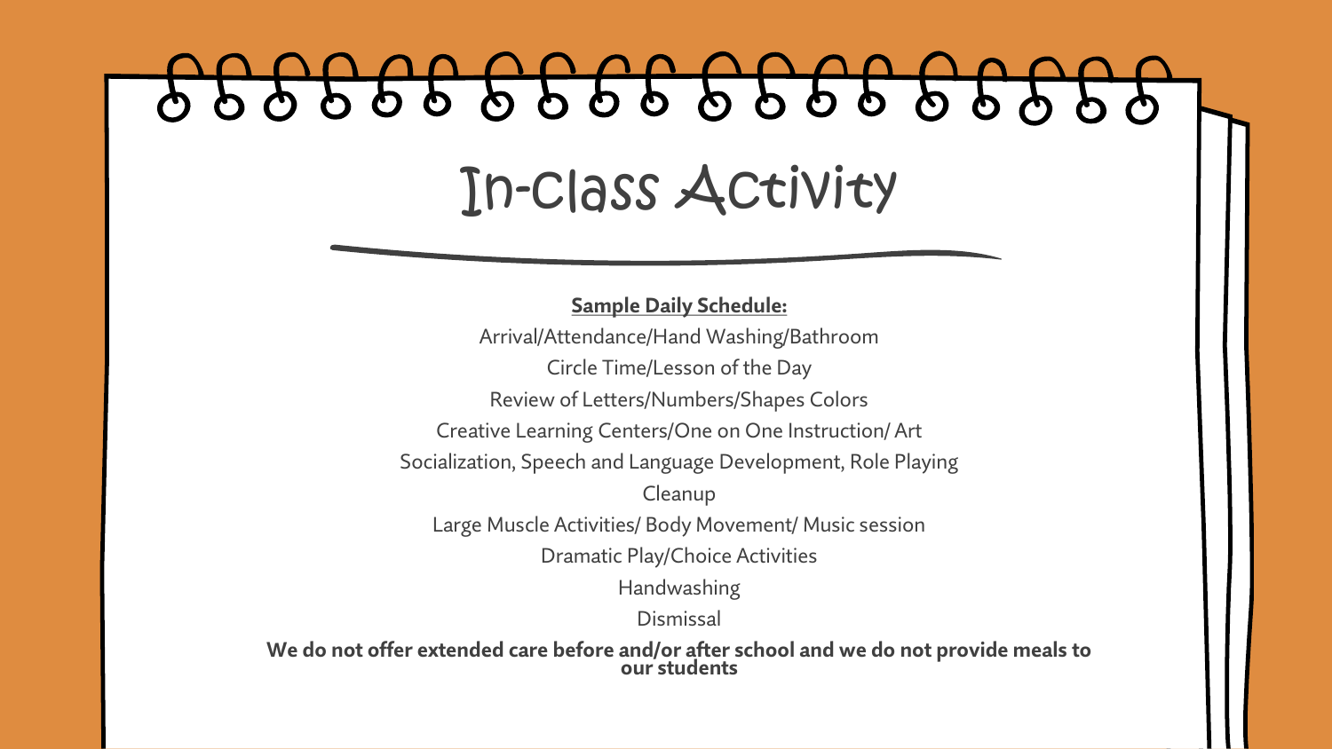# In-Class Activity

**Sample Daily Schedule:**

Arrival/Attendance/Hand Washing/Bathroom

Circle Time/Lesson of the Day

Review of Letters/Numbers/Shapes Colors

Creative Learning Centers/One on One Instruction/ Art

Socialization, Speech and Language Development, Role Playing

Cleanup

Large Muscle Activities/ Body Movement/ Music session

Dramatic Play/Choice Activities

Handwashing

Dismissal

**We do not offer extended care before and/or after school and we do not provide meals to our students**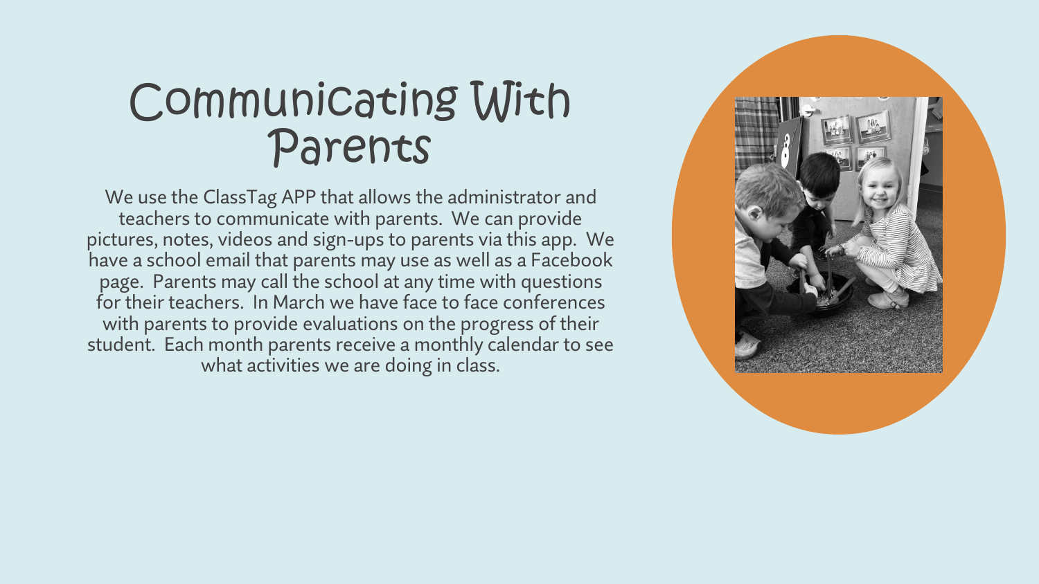# Communicating With Parents

We use the ClassTag APP that allows the administrator and teachers to communicate with parents. We can provide pictures, notes, videos and sign-ups to parents via this app. We have a school email that parents may use as well as a Facebook page. Parents may call the school at any time with questions for their teachers. In March we have face to face conferences with parents to provide evaluations on the progress of their student. Each month parents receive a monthly calendar to see what activities we are doing in class.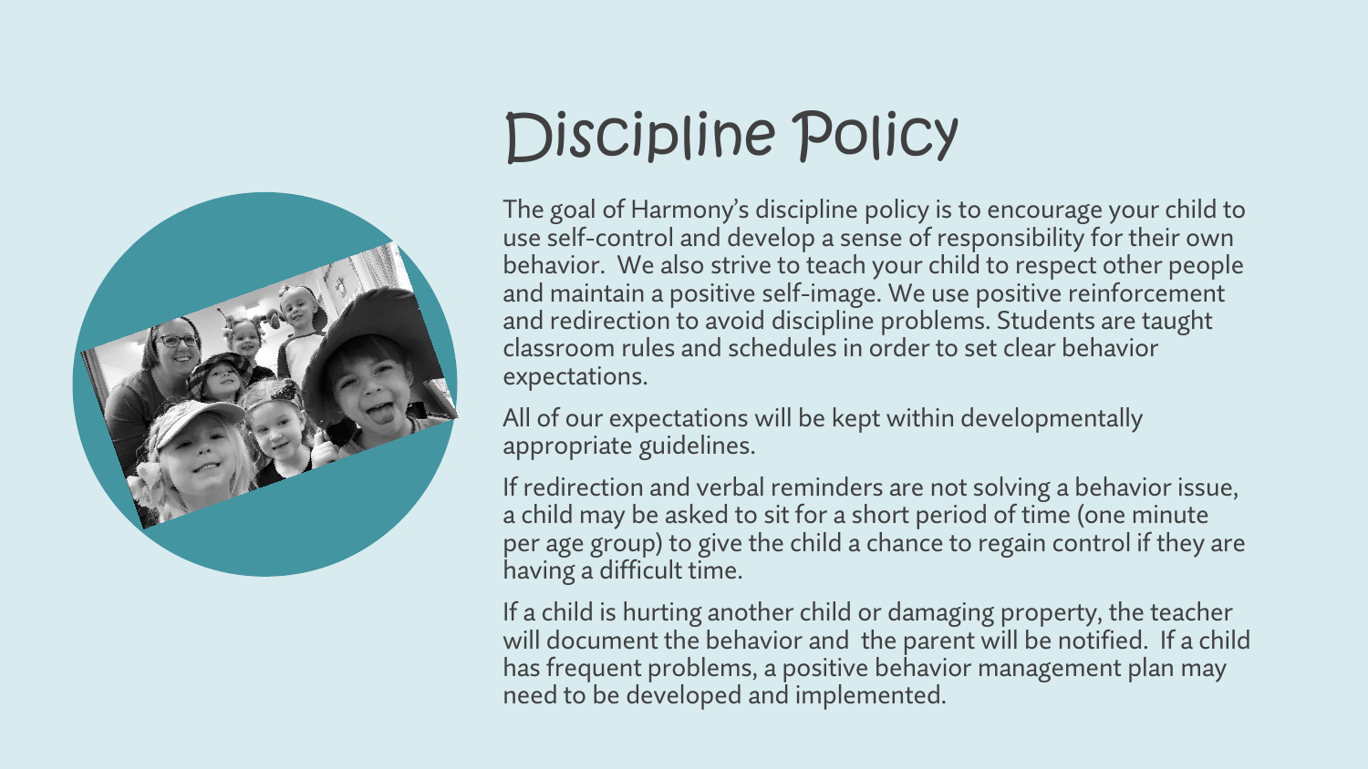# Discipline Policy

The goal of Harmony's discipline policy is to encourage your child to use self-control and develop a sense of responsibility for their own behavior. We also strive to teach your child to respect other people and maintain a positive self-image. We use positive reinforcement and redirection to avoid discipline problems. Students are taught classroom rules and schedules in order to set clear behavior expectations.

All of our expectations will be kept within developmentally appropriate guidelines.

If redirection and verbal reminders are not solving a behavior issue, a child may be asked to sit for a short period of time (one minute per age group) to give the child a chance to regain control if they are having a difficult time.

If a child is hurting another child or damaging property, the teacher will document the behavior and the parent will be notified. If a child has frequent problems, a positive behavior management plan may need to be developed and implemented.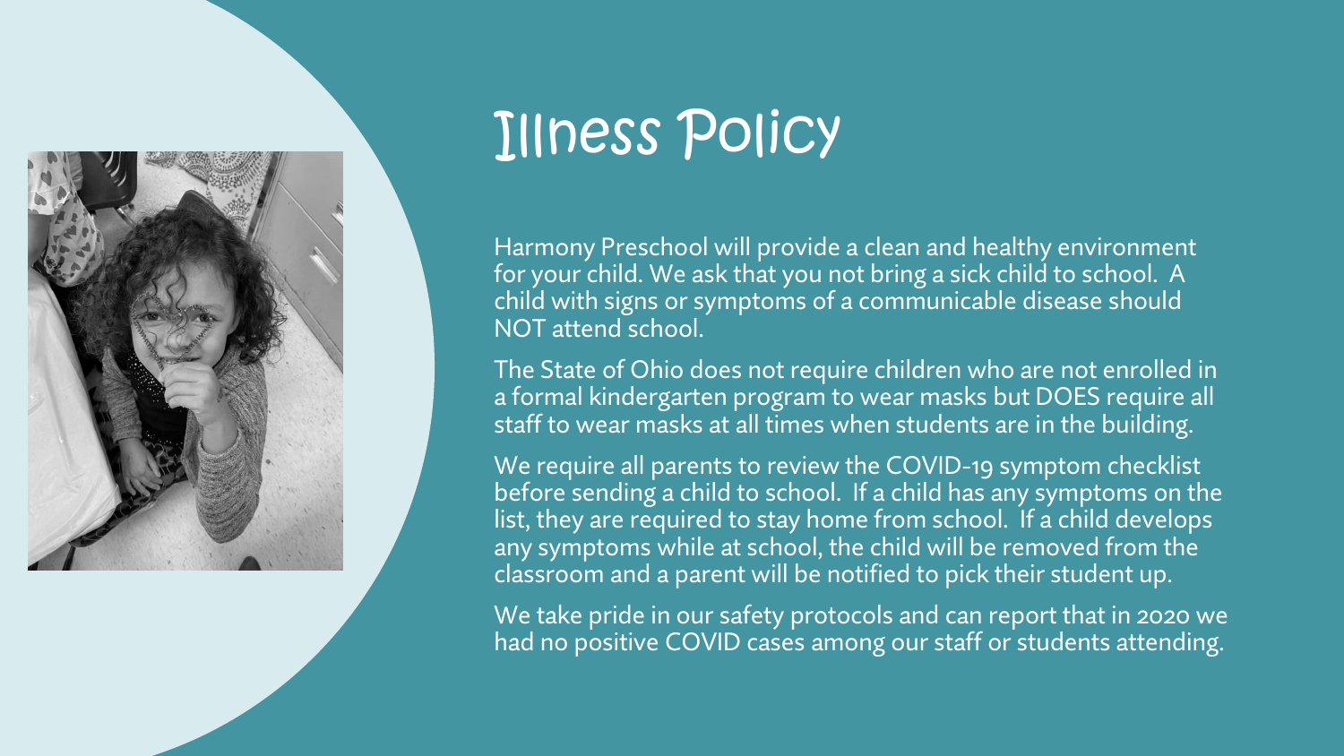# Illness Policy

Harmony Preschool will provide a clean and healthy environment for your child. We ask that you not bring a sick child to school. A child with signs or symptoms of a communicable disease should NOT attend school.

The State of Ohio does not require children who are not enrolled in a formal kindergarten program to wear masks but DOES require all staff to wear masks at all times when students are in the building.

We require all parents to review the COVID-19 symptom checklist before sending a child to school. If a child has any symptoms on the list, they are required to stay home from school. If a child develops any symptoms while at school, the child will be removed from the classroom and a parent will be notified to pick their student up.

We take pride in our safety protocols and can report that in 2020 we had no positive COVID cases among our staff or students attending.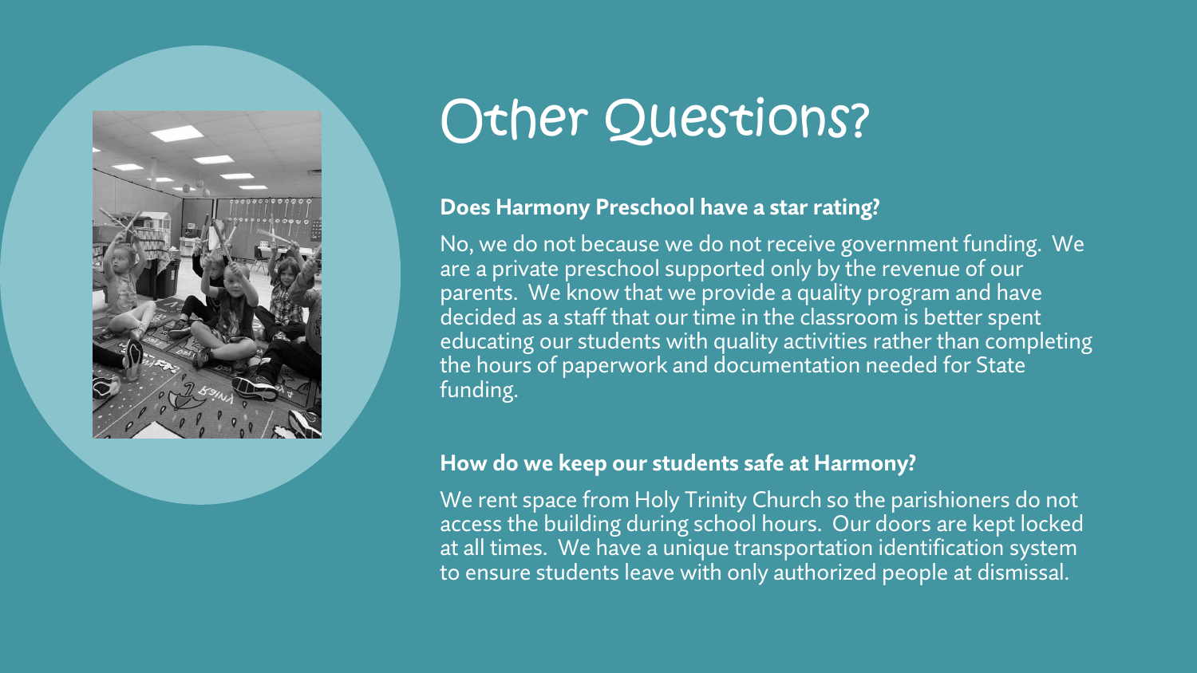# Other Questions?

**Does Harmony Preschool have a star rating?**

No, we do not because we do not receive government funding. We are a private preschool supported only by the revenue of our parents. We know that we provide a quality program and have decided as a staff that our time in the classroom is better spent educating our students with quality activities rather than completing the hours of paperwork and documentation needed for State funding.

**How do we keep our students safe at Harmony?**

We rent space from Holy Trinity Church so the parishioners do not access the building during school hours. Our doors are kept locked at all times. We have a unique transportation identification system to ensure students leave with only authorized people at dismissal.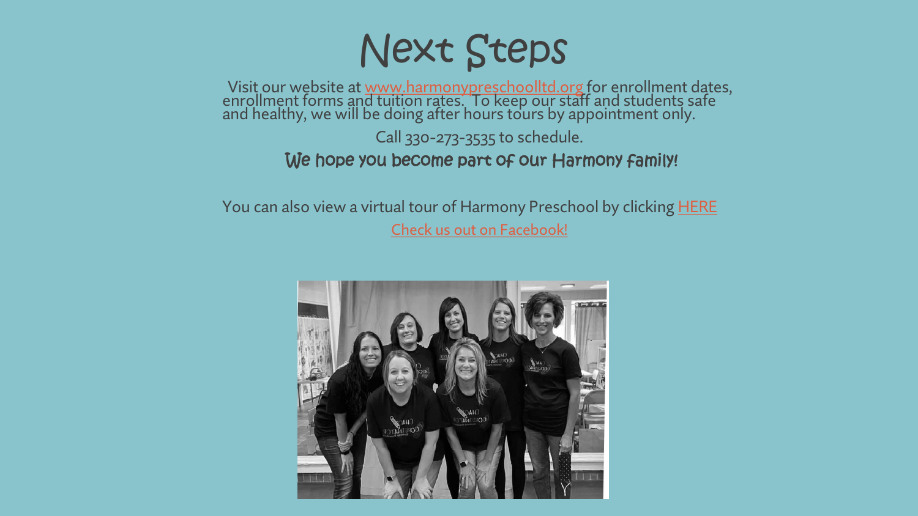# Next Steps

Visit our website at www.harmonypreschoolltd.org for enrollment dates, enrollment forms and tuition rates. To keep our staff and students safe and healthy, we will be doing after hours tours by appointment only.

Call 330-273-3535 to schedule.

**We hope you become part of our Harmony family!**

You can also view a virtual tour of Harmony Preschool by clicking HERE

Check us out on Facebook!